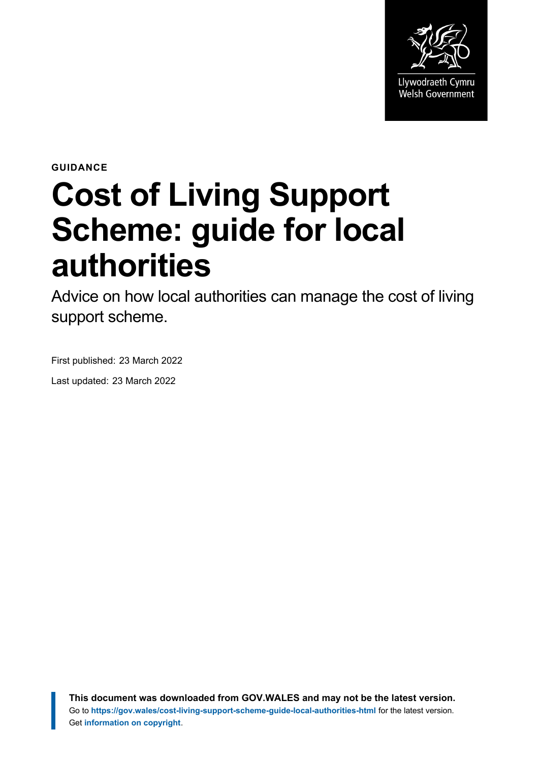Llywodraeth Cymru
Welsh Government

**GUIDANCE**

# Cost of Living Support Scheme: guide for local authorities

Advice on how local authorities can manage the cost of living support scheme.

First published: 23 March 2022

Last updated: 23 March 2022

**This document was downloaded from GOV.WALES and may not be the latest version.**
Go to **https://gov.wales/cost-living-support-scheme-guide-local-authorities-html** for the latest version.
Get **information on copyright**.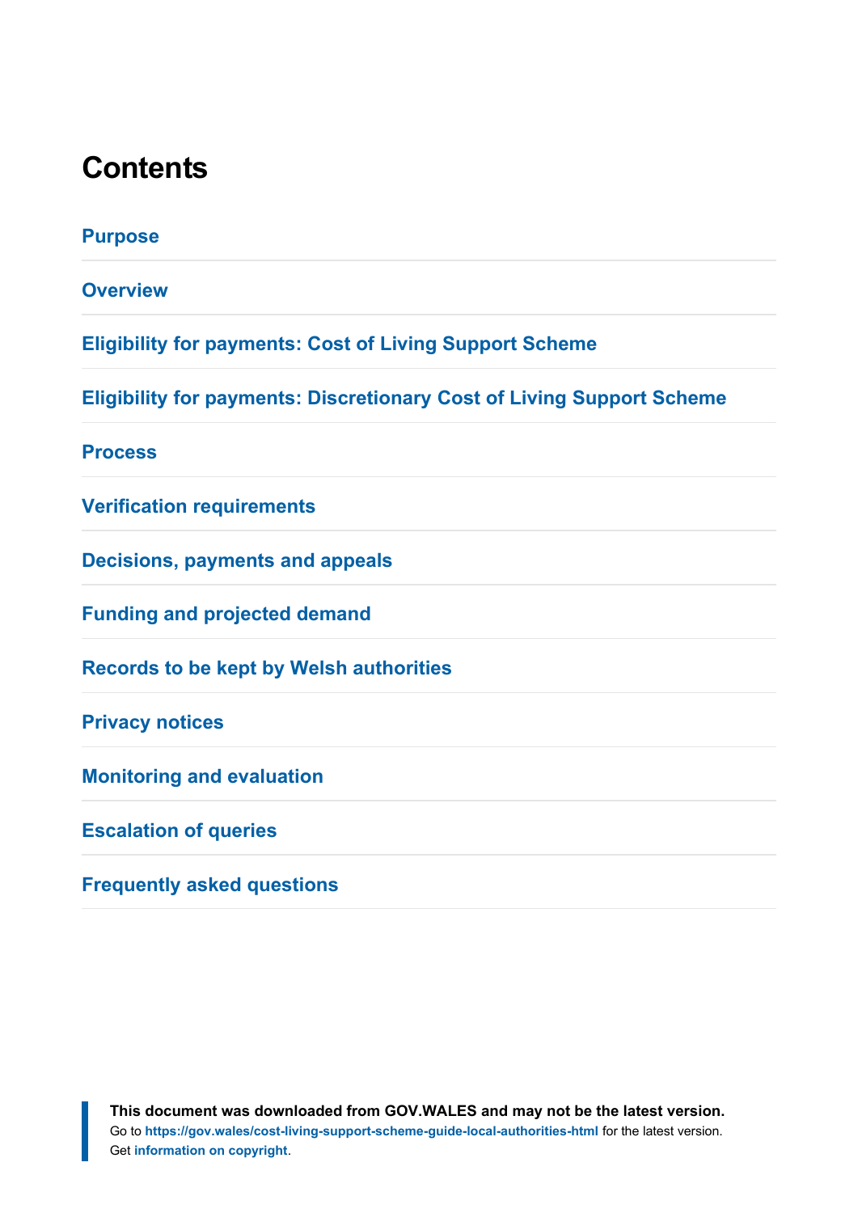## Contents

- Purpose
- Overview
- Eligibility for payments: Cost of Living Support Scheme
- Eligibility for payments: Discretionary Cost of Living Support Scheme
- Process
- Verification requirements
- Decisions, payments and appeals
- Funding and projected demand
- Records to be kept by Welsh authorities
- Privacy notices
- Monitoring and evaluation
- Escalation of queries
- Frequently asked questions

**This document was downloaded from GOV.WALES and may not be the latest version.**
Go to **https://gov.wales/cost-living-support-scheme-guide-local-authorities-html** for the latest version.
Get **information on copyright**.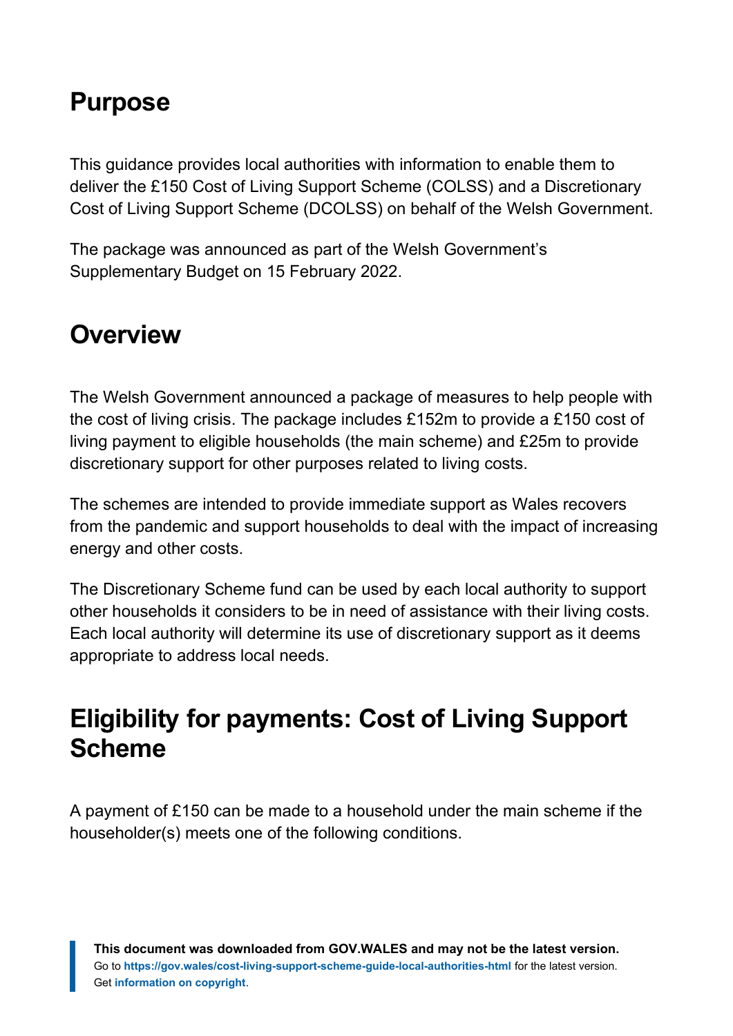## Purpose

This guidance provides local authorities with information to enable them to deliver the £150 Cost of Living Support Scheme (COLSS) and a Discretionary Cost of Living Support Scheme (DCOLSS) on behalf of the Welsh Government.

The package was announced as part of the Welsh Government's Supplementary Budget on 15 February 2022.

## Overview

The Welsh Government announced a package of measures to help people with the cost of living crisis. The package includes £152m to provide a £150 cost of living payment to eligible households (the main scheme) and £25m to provide discretionary support for other purposes related to living costs.

The schemes are intended to provide immediate support as Wales recovers from the pandemic and support households to deal with the impact of increasing energy and other costs.

The Discretionary Scheme fund can be used by each local authority to support other households it considers to be in need of assistance with their living costs. Each local authority will determine its use of discretionary support as it deems appropriate to address local needs.

## Eligibility for payments: Cost of Living Support Scheme

A payment of £150 can be made to a household under the main scheme if the householder(s) meets one of the following conditions.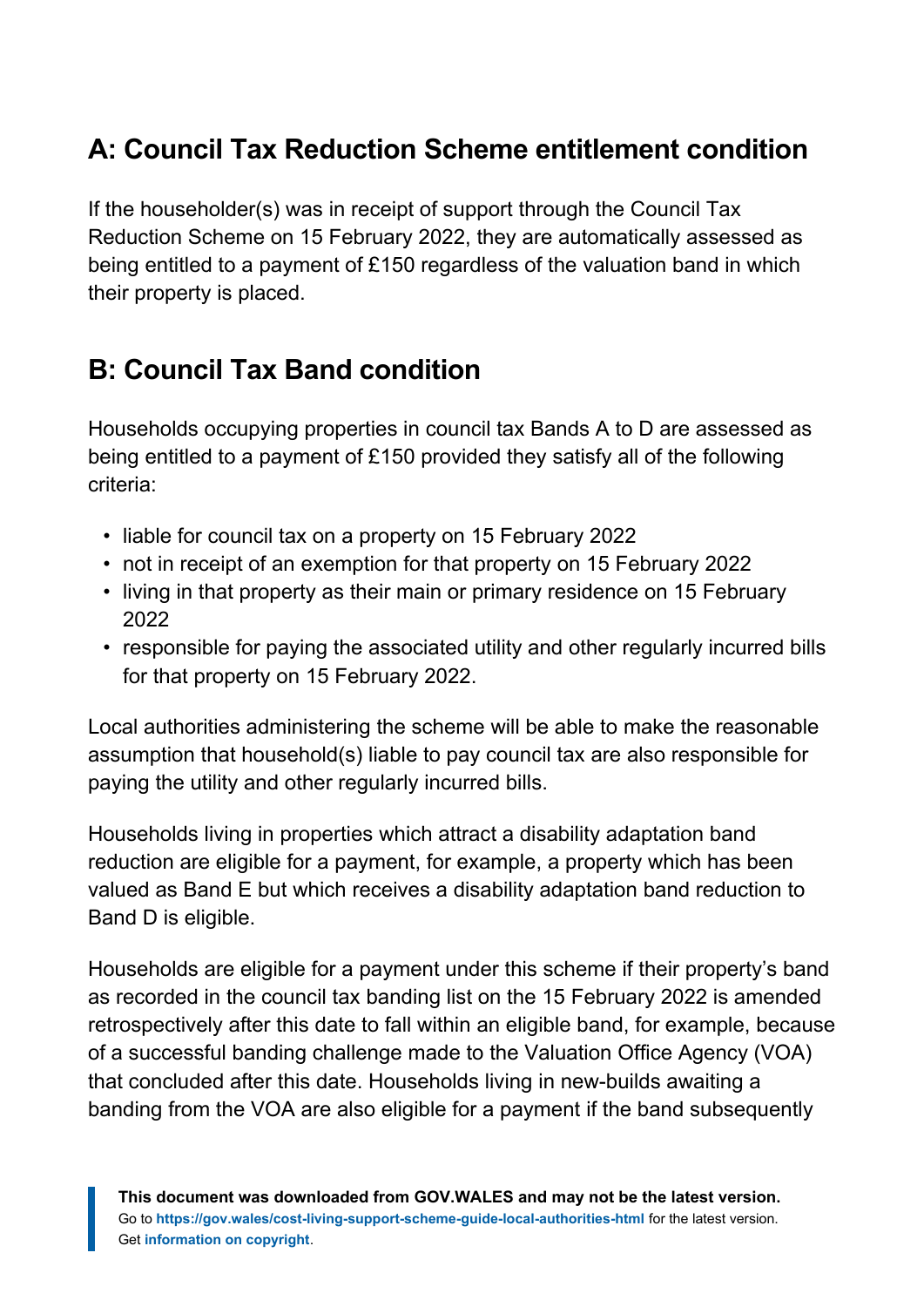## A: Council Tax Reduction Scheme entitlement condition

If the householder(s) was in receipt of support through the Council Tax Reduction Scheme on 15 February 2022, they are automatically assessed as being entitled to a payment of £150 regardless of the valuation band in which their property is placed.

## B: Council Tax Band condition

Households occupying properties in council tax Bands A to D are assessed as being entitled to a payment of £150 provided they satisfy all of the following criteria:

- liable for council tax on a property on 15 February 2022
- not in receipt of an exemption for that property on 15 February 2022
- living in that property as their main or primary residence on 15 February 2022
- responsible for paying the associated utility and other regularly incurred bills for that property on 15 February 2022.

Local authorities administering the scheme will be able to make the reasonable assumption that household(s) liable to pay council tax are also responsible for paying the utility and other regularly incurred bills.

Households living in properties which attract a disability adaptation band reduction are eligible for a payment, for example, a property which has been valued as Band E but which receives a disability adaptation band reduction to Band D is eligible.

Households are eligible for a payment under this scheme if their property's band as recorded in the council tax banding list on the 15 February 2022 is amended retrospectively after this date to fall within an eligible band, for example, because of a successful banding challenge made to the Valuation Office Agency (VOA) that concluded after this date. Households living in new-builds awaiting a banding from the VOA are also eligible for a payment if the band subsequently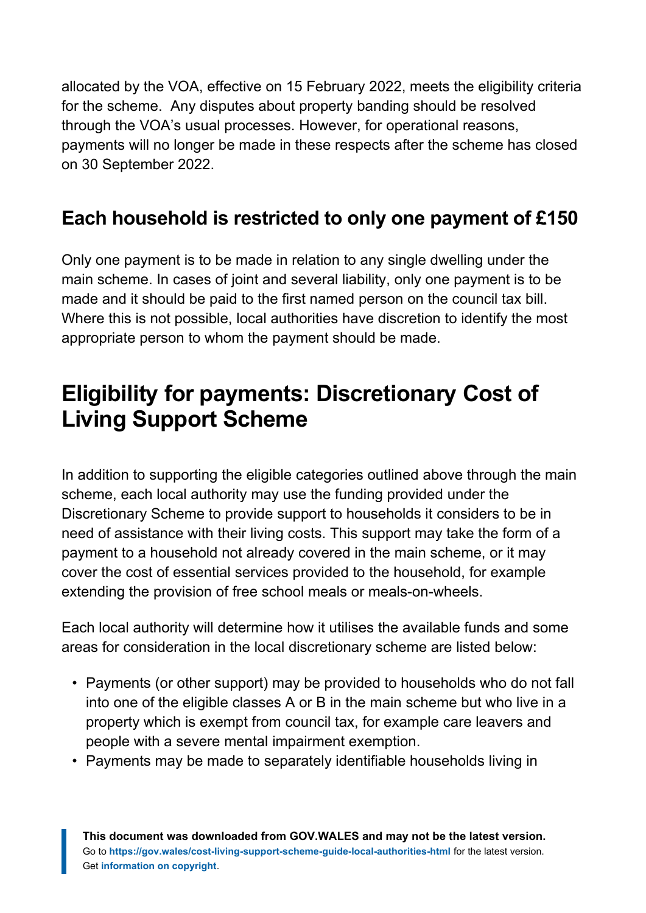allocated by the VOA, effective on 15 February 2022, meets the eligibility criteria for the scheme. Any disputes about property banding should be resolved through the VOA's usual processes. However, for operational reasons, payments will no longer be made in these respects after the scheme has closed on 30 September 2022.

### Each household is restricted to only one payment of £150

Only one payment is to be made in relation to any single dwelling under the main scheme. In cases of joint and several liability, only one payment is to be made and it should be paid to the first named person on the council tax bill. Where this is not possible, local authorities have discretion to identify the most appropriate person to whom the payment should be made.

## Eligibility for payments: Discretionary Cost of Living Support Scheme

In addition to supporting the eligible categories outlined above through the main scheme, each local authority may use the funding provided under the Discretionary Scheme to provide support to households it considers to be in need of assistance with their living costs. This support may take the form of a payment to a household not already covered in the main scheme, or it may cover the cost of essential services provided to the household, for example extending the provision of free school meals or meals-on-wheels.

Each local authority will determine how it utilises the available funds and some areas for consideration in the local discretionary scheme are listed below:

- Payments (or other support) may be provided to households who do not fall into one of the eligible classes A or B in the main scheme but who live in a property which is exempt from council tax, for example care leavers and people with a severe mental impairment exemption.
- Payments may be made to separately identifiable households living in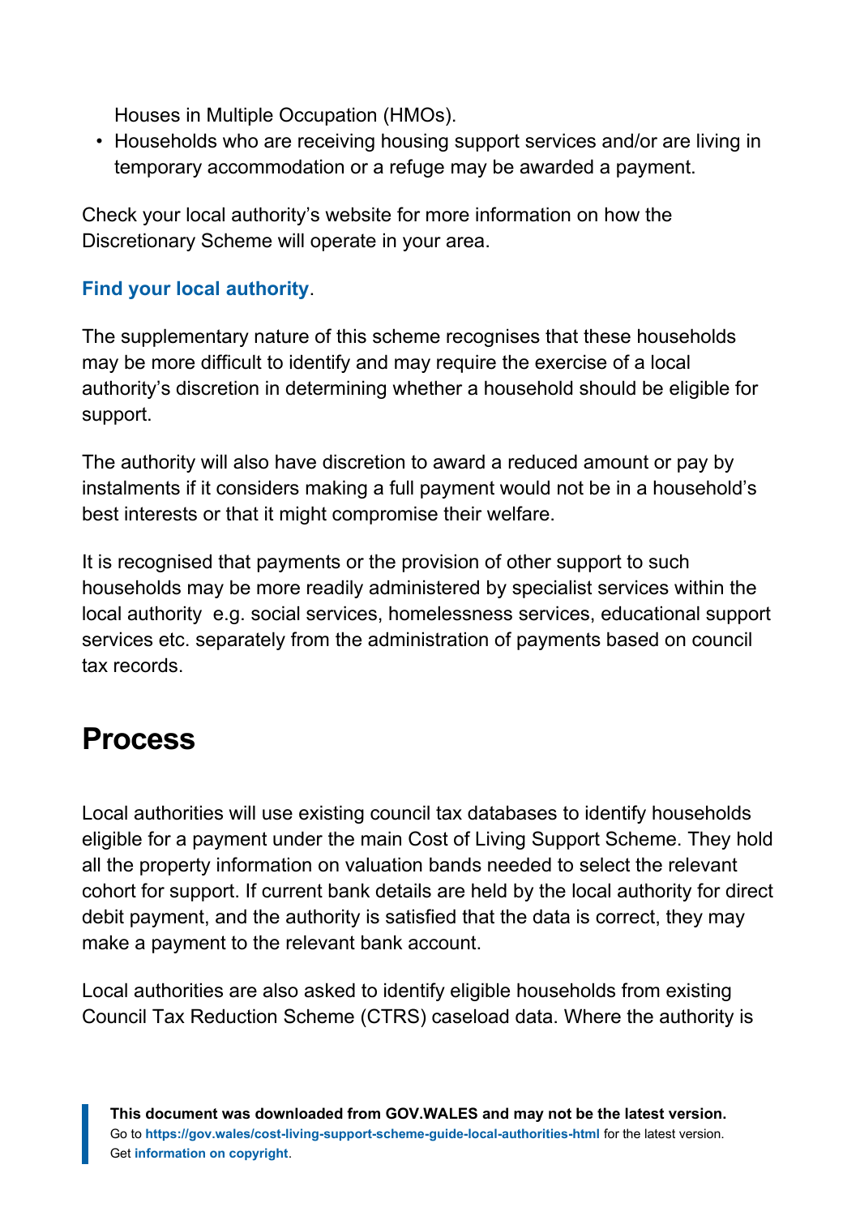Houses in Multiple Occupation (HMOs).
- Households who are receiving housing support services and/or are living in temporary accommodation or a refuge may be awarded a payment.

Check your local authority's website for more information on how the Discretionary Scheme will operate in your area.

**Find your local authority**.

The supplementary nature of this scheme recognises that these households may be more difficult to identify and may require the exercise of a local authority's discretion in determining whether a household should be eligible for support.

The authority will also have discretion to award a reduced amount or pay by instalments if it considers making a full payment would not be in a household's best interests or that it might compromise their welfare.

It is recognised that payments or the provision of other support to such households may be more readily administered by specialist services within the local authority  e.g. social services, homelessness services, educational support services etc. separately from the administration of payments based on council tax records.

## Process

Local authorities will use existing council tax databases to identify households eligible for a payment under the main Cost of Living Support Scheme. They hold all the property information on valuation bands needed to select the relevant cohort for support. If current bank details are held by the local authority for direct debit payment, and the authority is satisfied that the data is correct, they may make a payment to the relevant bank account.

Local authorities are also asked to identify eligible households from existing Council Tax Reduction Scheme (CTRS) caseload data. Where the authority is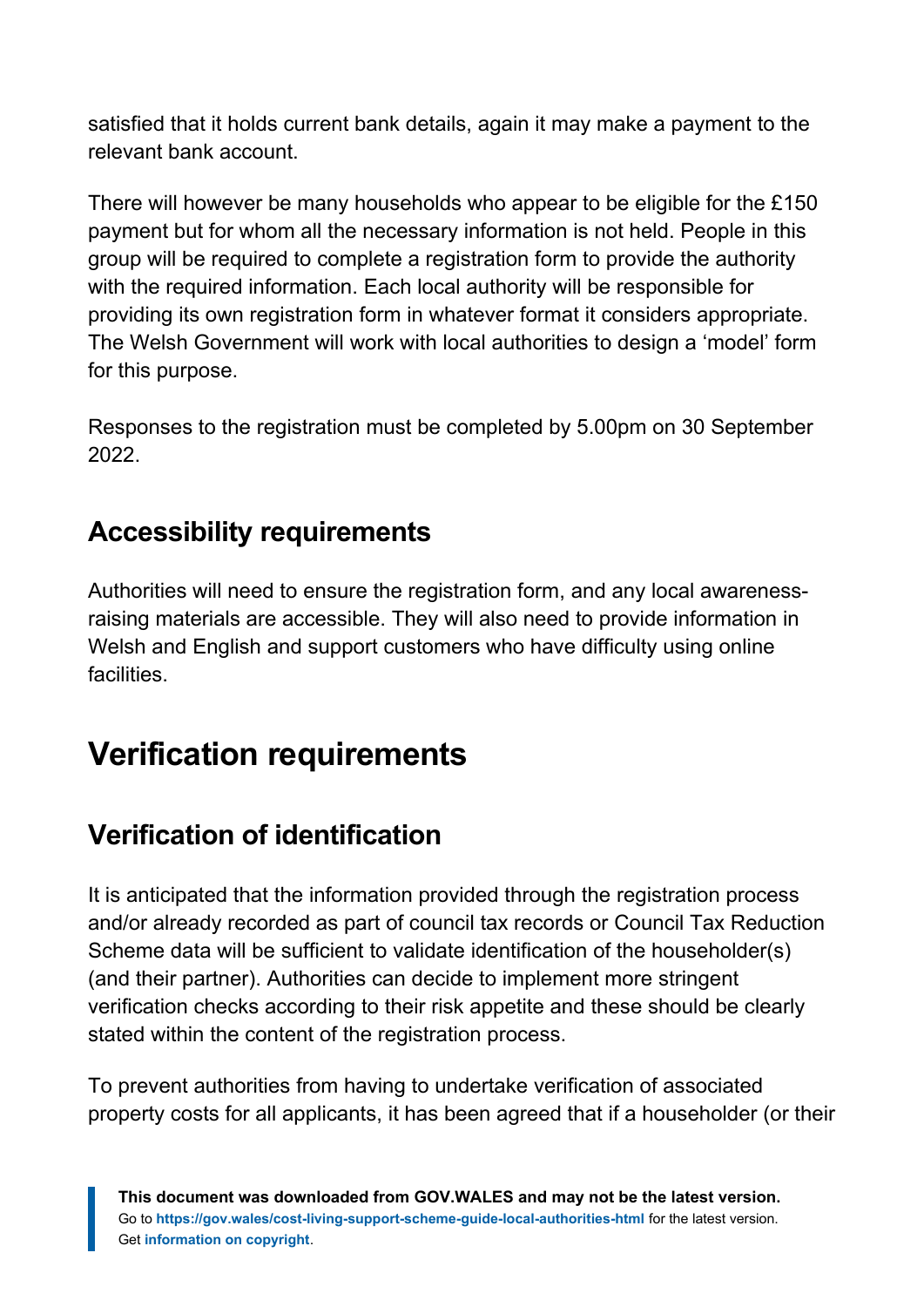satisfied that it holds current bank details, again it may make a payment to the relevant bank account.

There will however be many households who appear to be eligible for the £150 payment but for whom all the necessary information is not held. People in this group will be required to complete a registration form to provide the authority with the required information. Each local authority will be responsible for providing its own registration form in whatever format it considers appropriate. The Welsh Government will work with local authorities to design a 'model' form for this purpose.

Responses to the registration must be completed by 5.00pm on 30 September 2022.

### Accessibility requirements

Authorities will need to ensure the registration form, and any local awareness-raising materials are accessible. They will also need to provide information in Welsh and English and support customers who have difficulty using online facilities.

## Verification requirements

### Verification of identification

It is anticipated that the information provided through the registration process and/or already recorded as part of council tax records or Council Tax Reduction Scheme data will be sufficient to validate identification of the householder(s) (and their partner). Authorities can decide to implement more stringent verification checks according to their risk appetite and these should be clearly stated within the content of the registration process.

To prevent authorities from having to undertake verification of associated property costs for all applicants, it has been agreed that if a householder (or their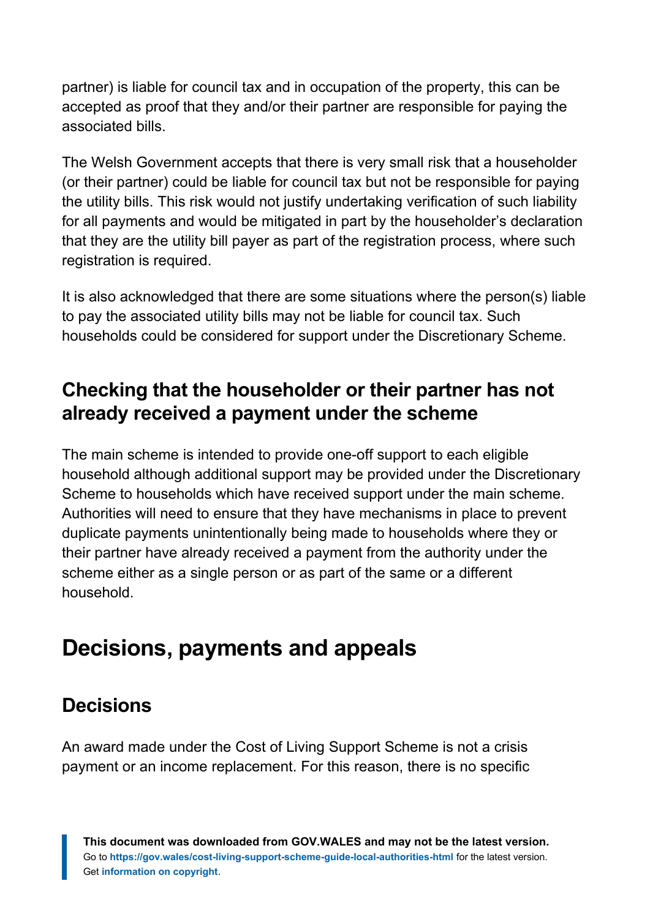partner) is liable for council tax and in occupation of the property, this can be accepted as proof that they and/or their partner are responsible for paying the associated bills.

The Welsh Government accepts that there is very small risk that a householder (or their partner) could be liable for council tax but not be responsible for paying the utility bills. This risk would not justify undertaking verification of such liability for all payments and would be mitigated in part by the householder's declaration that they are the utility bill payer as part of the registration process, where such registration is required.

It is also acknowledged that there are some situations where the person(s) liable to pay the associated utility bills may not be liable for council tax. Such households could be considered for support under the Discretionary Scheme.

### Checking that the householder or their partner has not already received a payment under the scheme

The main scheme is intended to provide one-off support to each eligible household although additional support may be provided under the Discretionary Scheme to households which have received support under the main scheme. Authorities will need to ensure that they have mechanisms in place to prevent duplicate payments unintentionally being made to households where they or their partner have already received a payment from the authority under the scheme either as a single person or as part of the same or a different household.

## Decisions, payments and appeals

### Decisions

An award made under the Cost of Living Support Scheme is not a crisis payment or an income replacement. For this reason, there is no specific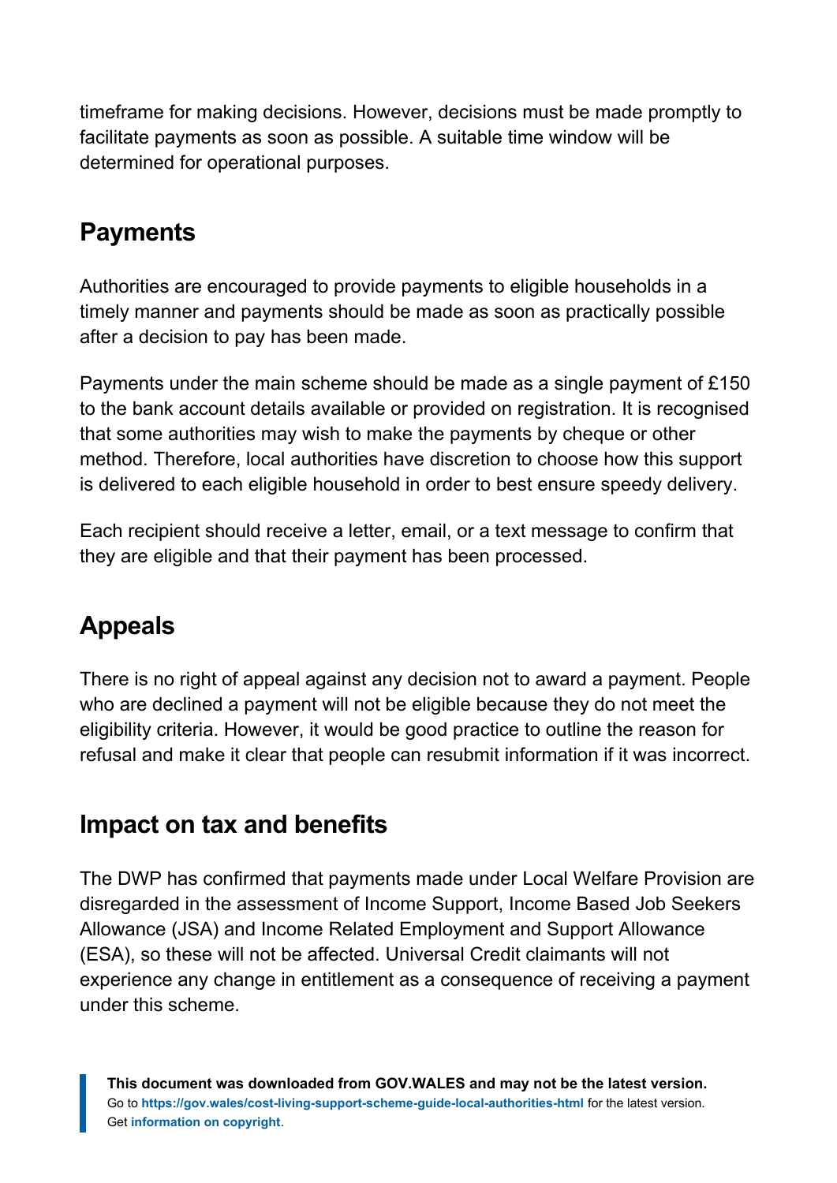timeframe for making decisions. However, decisions must be made promptly to facilitate payments as soon as possible. A suitable time window will be determined for operational purposes.

## Payments

Authorities are encouraged to provide payments to eligible households in a timely manner and payments should be made as soon as practically possible after a decision to pay has been made.

Payments under the main scheme should be made as a single payment of £150 to the bank account details available or provided on registration. It is recognised that some authorities may wish to make the payments by cheque or other method. Therefore, local authorities have discretion to choose how this support is delivered to each eligible household in order to best ensure speedy delivery.

Each recipient should receive a letter, email, or a text message to confirm that they are eligible and that their payment has been processed.

## Appeals

There is no right of appeal against any decision not to award a payment. People who are declined a payment will not be eligible because they do not meet the eligibility criteria. However, it would be good practice to outline the reason for refusal and make it clear that people can resubmit information if it was incorrect.

## Impact on tax and benefits

The DWP has confirmed that payments made under Local Welfare Provision are disregarded in the assessment of Income Support, Income Based Job Seekers Allowance (JSA) and Income Related Employment and Support Allowance (ESA), so these will not be affected. Universal Credit claimants will not experience any change in entitlement as a consequence of receiving a payment under this scheme.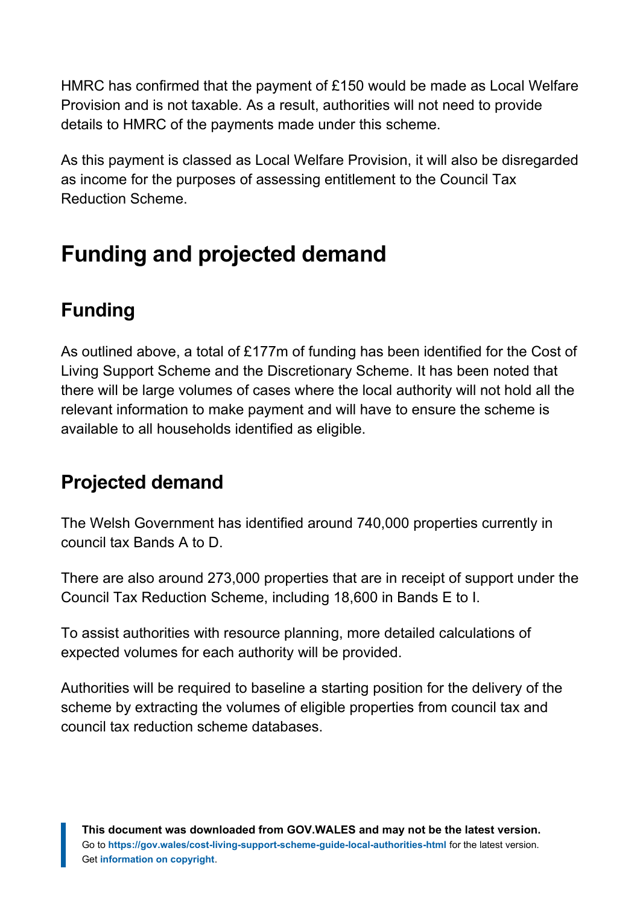HMRC has confirmed that the payment of £150 would be made as Local Welfare Provision and is not taxable. As a result, authorities will not need to provide details to HMRC of the payments made under this scheme.

As this payment is classed as Local Welfare Provision, it will also be disregarded as income for the purposes of assessing entitlement to the Council Tax Reduction Scheme.

## Funding and projected demand

### Funding

As outlined above, a total of £177m of funding has been identified for the Cost of Living Support Scheme and the Discretionary Scheme. It has been noted that there will be large volumes of cases where the local authority will not hold all the relevant information to make payment and will have to ensure the scheme is available to all households identified as eligible.

### Projected demand

The Welsh Government has identified around 740,000 properties currently in council tax Bands A to D.

There are also around 273,000 properties that are in receipt of support under the Council Tax Reduction Scheme, including 18,600 in Bands E to I.

To assist authorities with resource planning, more detailed calculations of expected volumes for each authority will be provided.

Authorities will be required to baseline a starting position for the delivery of the scheme by extracting the volumes of eligible properties from council tax and council tax reduction scheme databases.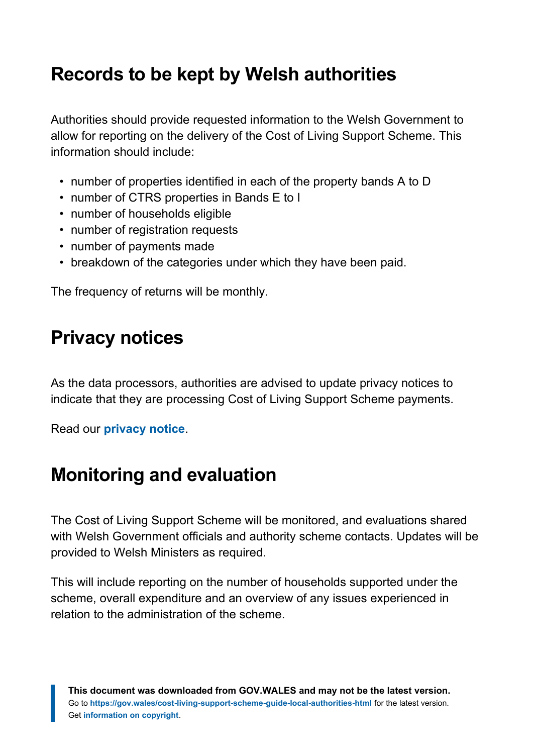## Records to be kept by Welsh authorities

Authorities should provide requested information to the Welsh Government to allow for reporting on the delivery of the Cost of Living Support Scheme. This information should include:

- number of properties identified in each of the property bands A to D
- number of CTRS properties in Bands E to I
- number of households eligible
- number of registration requests
- number of payments made
- breakdown of the categories under which they have been paid.

The frequency of returns will be monthly.

## Privacy notices

As the data processors, authorities are advised to update privacy notices to indicate that they are processing Cost of Living Support Scheme payments.

Read our **privacy notice**.

## Monitoring and evaluation

The Cost of Living Support Scheme will be monitored, and evaluations shared with Welsh Government officials and authority scheme contacts. Updates will be provided to Welsh Ministers as required.

This will include reporting on the number of households supported under the scheme, overall expenditure and an overview of any issues experienced in relation to the administration of the scheme.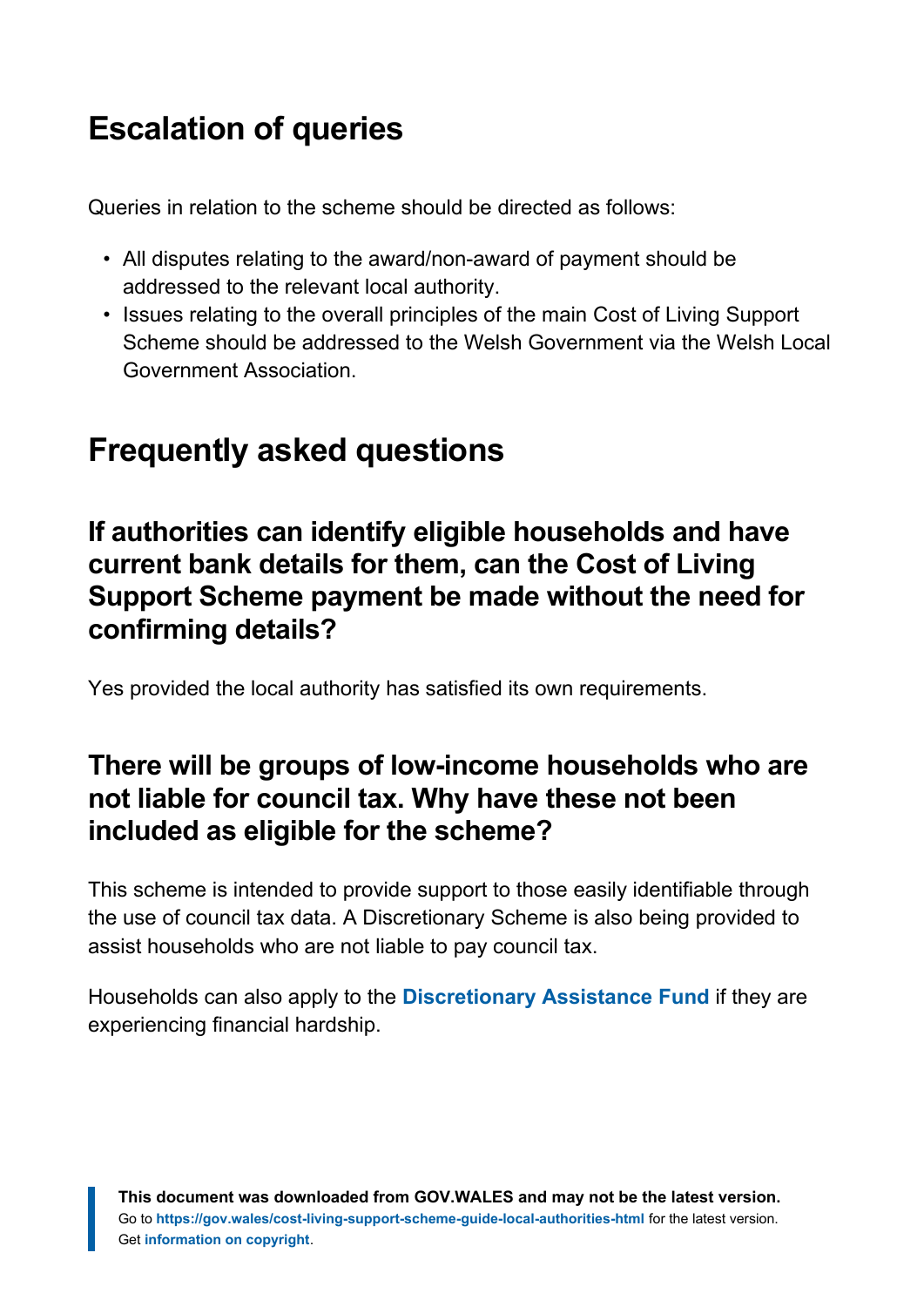## Escalation of queries

Queries in relation to the scheme should be directed as follows:

- All disputes relating to the award/non-award of payment should be addressed to the relevant local authority.
- Issues relating to the overall principles of the main Cost of Living Support Scheme should be addressed to the Welsh Government via the Welsh Local Government Association.

## Frequently asked questions

### If authorities can identify eligible households and have current bank details for them, can the Cost of Living Support Scheme payment be made without the need for confirming details?

Yes provided the local authority has satisfied its own requirements.

### There will be groups of low-income households who are not liable for council tax. Why have these not been included as eligible for the scheme?

This scheme is intended to provide support to those easily identifiable through the use of council tax data. A Discretionary Scheme is also being provided to assist households who are not liable to pay council tax.

Households can also apply to the **Discretionary Assistance Fund** if they are experiencing financial hardship.

**This document was downloaded from GOV.WALES and may not be the latest version.**
Go to **https://gov.wales/cost-living-support-scheme-guide-local-authorities-html** for the latest version.
Get **information on copyright**.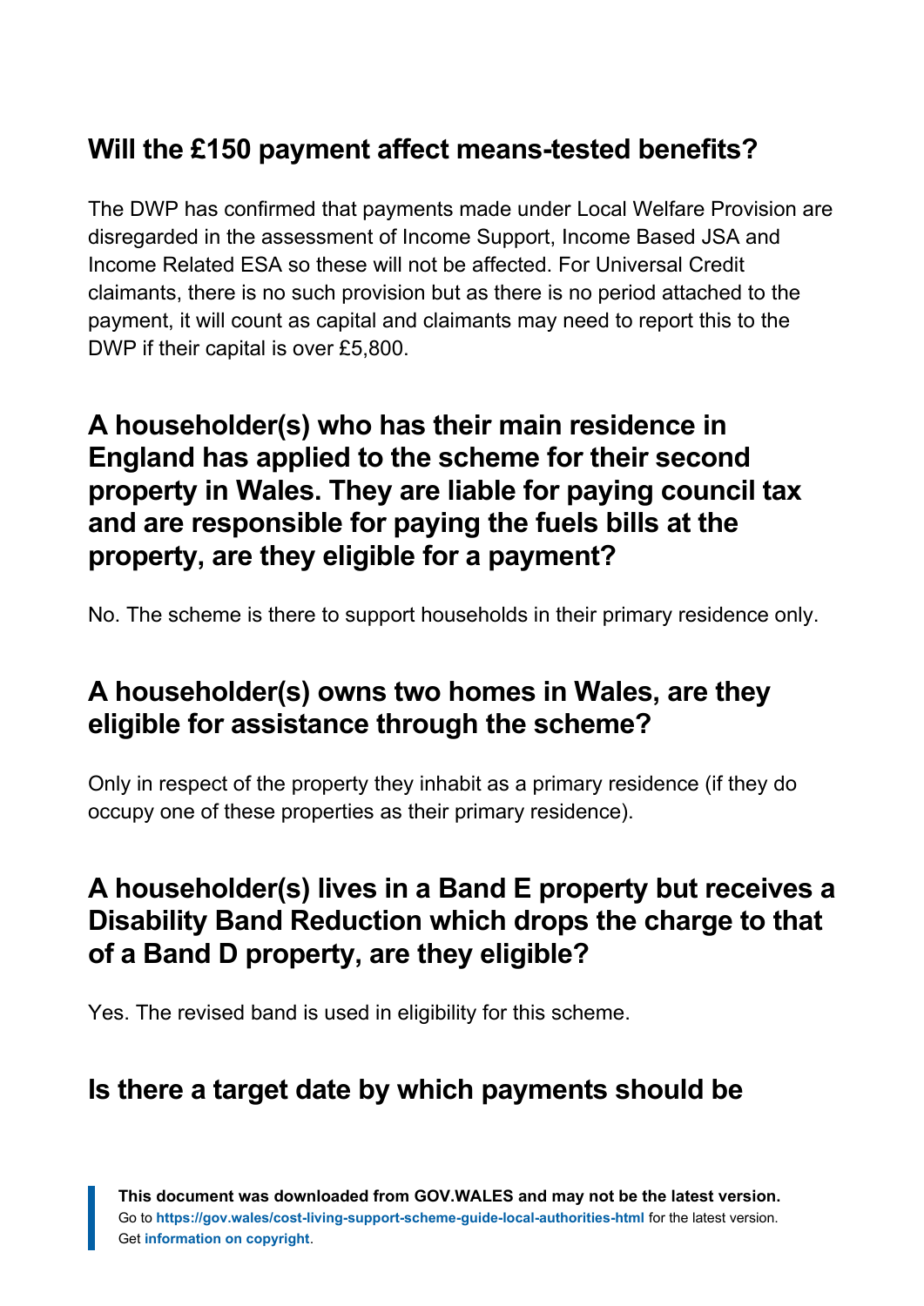## Will the £150 payment affect means-tested benefits?

The DWP has confirmed that payments made under Local Welfare Provision are disregarded in the assessment of Income Support, Income Based JSA and Income Related ESA so these will not be affected. For Universal Credit claimants, there is no such provision but as there is no period attached to the payment, it will count as capital and claimants may need to report this to the DWP if their capital is over £5,800.

## A householder(s) who has their main residence in England has applied to the scheme for their second property in Wales. They are liable for paying council tax and are responsible for paying the fuels bills at the property, are they eligible for a payment?

No. The scheme is there to support households in their primary residence only.

## A householder(s) owns two homes in Wales, are they eligible for assistance through the scheme?

Only in respect of the property they inhabit as a primary residence (if they do occupy one of these properties as their primary residence).

## A householder(s) lives in a Band E property but receives a Disability Band Reduction which drops the charge to that of a Band D property, are they eligible?

Yes. The revised band is used in eligibility for this scheme.

## Is there a target date by which payments should be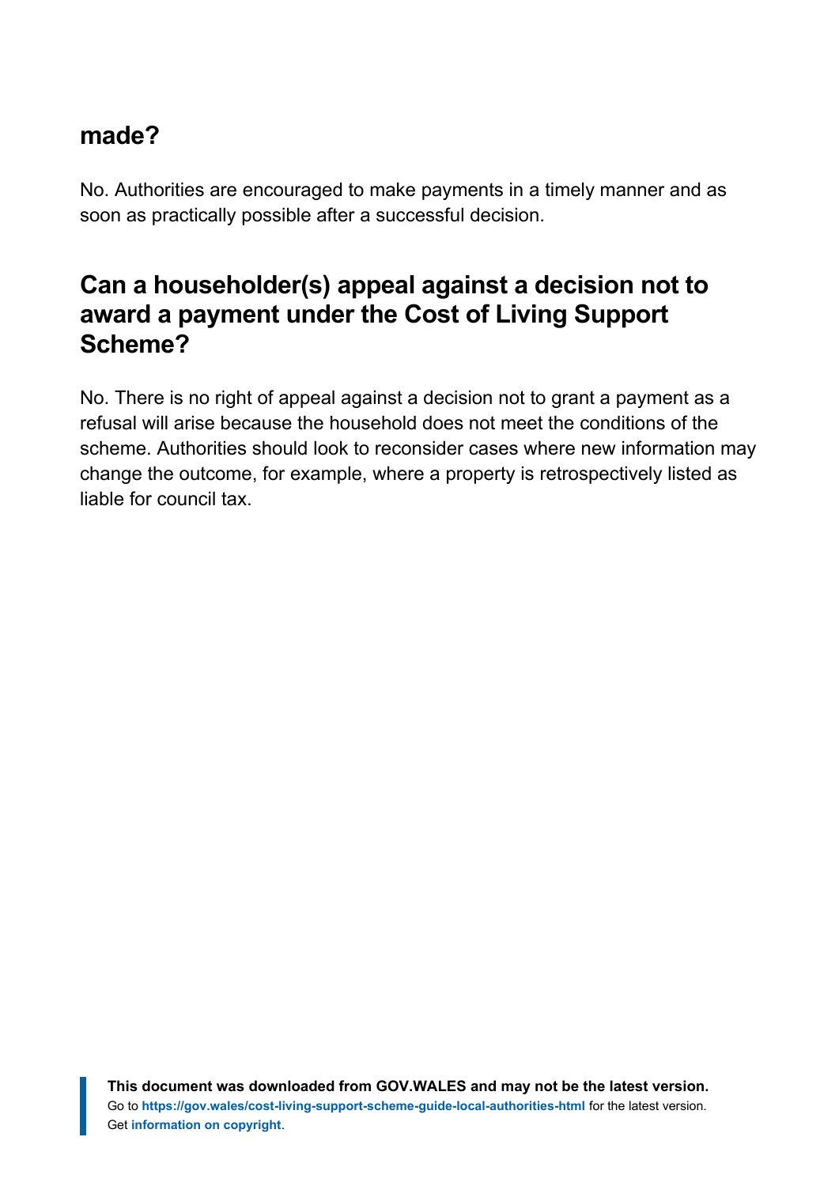## made?

No. Authorities are encouraged to make payments in a timely manner and as soon as practically possible after a successful decision.

## Can a householder(s) appeal against a decision not to award a payment under the Cost of Living Support Scheme?

No. There is no right of appeal against a decision not to grant a payment as a refusal will arise because the household does not meet the conditions of the scheme. Authorities should look to reconsider cases where new information may change the outcome, for example, where a property is retrospectively listed as liable for council tax.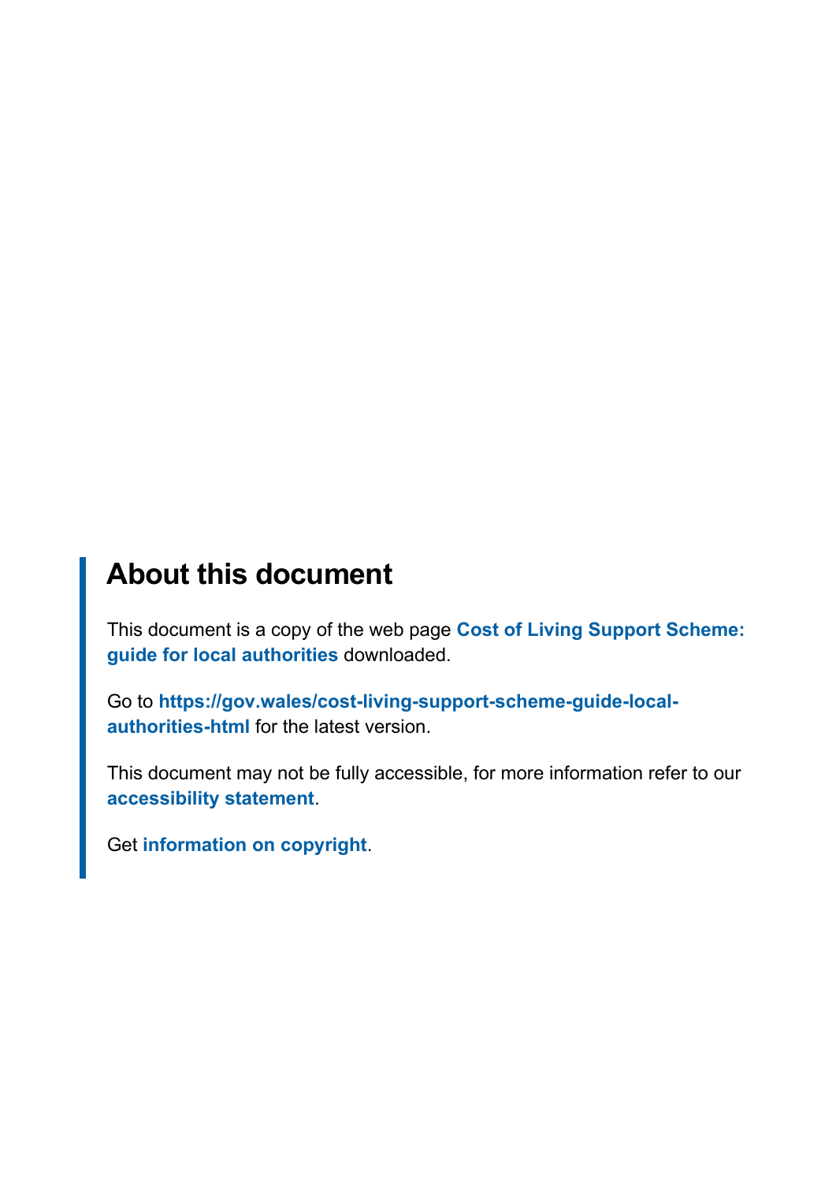## About this document

This document is a copy of the web page **Cost of Living Support Scheme: guide for local authorities** downloaded.

Go to **https://gov.wales/cost-living-support-scheme-guide-local-authorities-html** for the latest version.

This document may not be fully accessible, for more information refer to our **accessibility statement**.

Get **information on copyright**.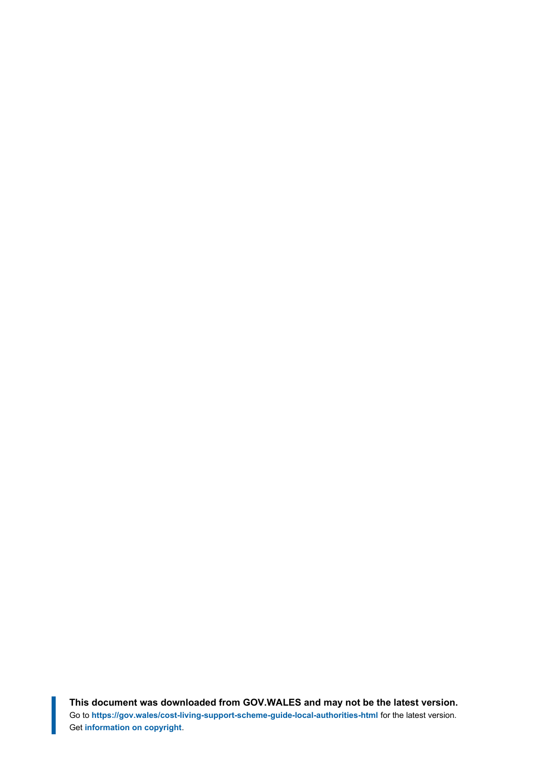**This document was downloaded from GOV.WALES and may not be the latest version.**
Go to **https://gov.wales/cost-living-support-scheme-guide-local-authorities-html** for the latest version.
Get **information on copyright**.